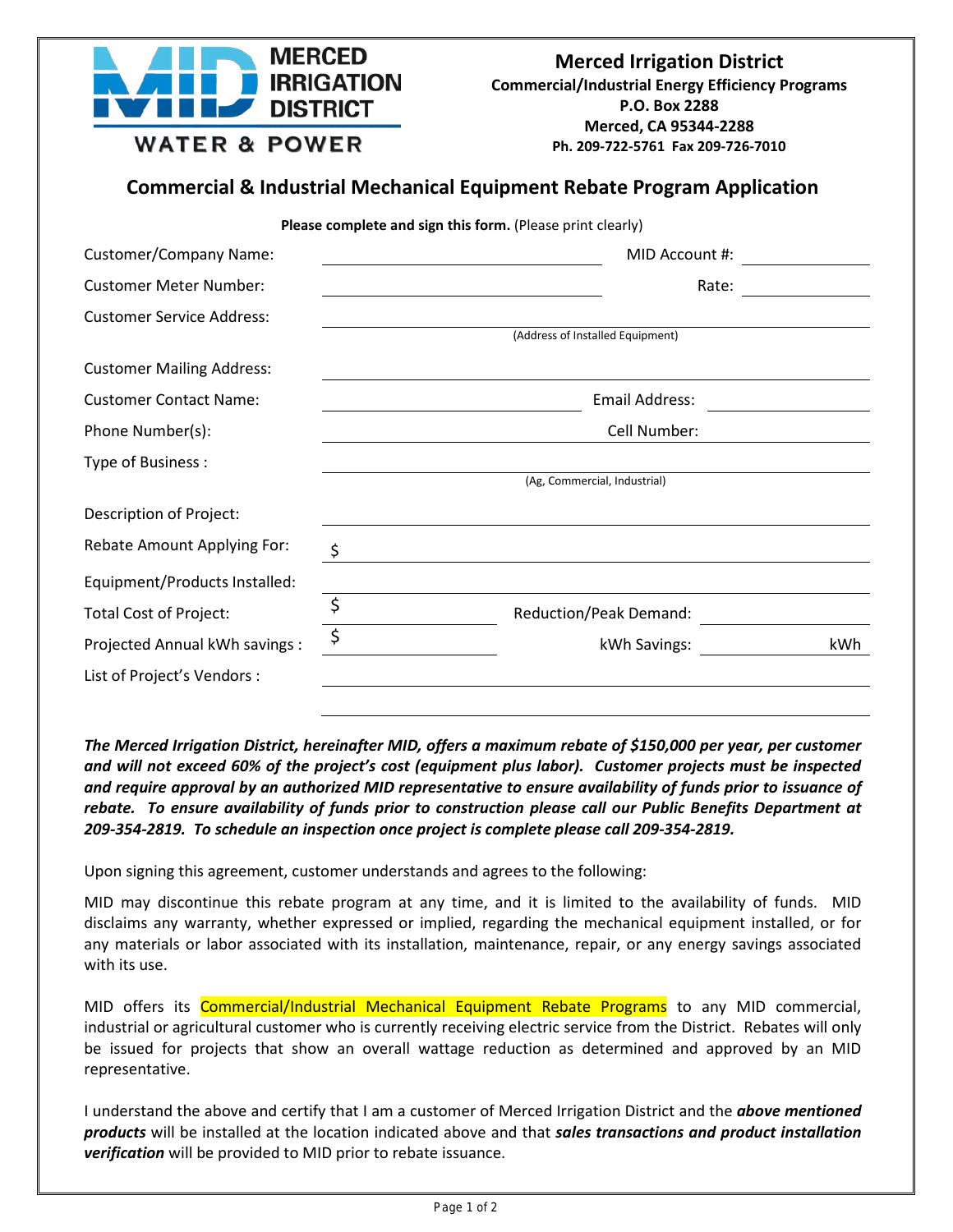MERCED IRRIGATION DISTRICT
WATER & POWER

**Merced Irrigation District**
**Commercial/Industrial Energy Efficiency Programs**
**P.O. Box 2288**
**Merced, CA 95344-2288**
**Ph. 209-722-5761 Fax 209-726-7010**

## Commercial & Industrial Mechanical Equipment Rebate Program Application

**Please complete and sign this form.** (Please print clearly)

Customer/Company Name: ____________________ MID Account #: ____________

Customer Meter Number: ____________________ Rate: ____________

Customer Service Address: ________________________________________
(Address of Installed Equipment)

Customer Mailing Address: ________________________________________

Customer Contact Name: ____________________ Email Address: ____________

Phone Number(s): ____________________ Cell Number: ____________

Type of Business : ________________________________________
(Ag, Commercial, Industrial)

Description of Project: ________________________________________

Rebate Amount Applying For: $ ________________________________________

Equipment/Products Installed: ________________________________________

Total Cost of Project: $ ____________ Reduction/Peak Demand: ____________

Projected Annual kWh savings : $ ____________ kWh Savings: ____________ kWh

List of Project's Vendors : ________________________________________

________________________________________

***The Merced Irrigation District, hereinafter MID, offers a maximum rebate of $150,000 per year, per customer and will not exceed 60% of the project's cost (equipment plus labor). Customer projects must be inspected and require approval by an authorized MID representative to ensure availability of funds prior to issuance of rebate. To ensure availability of funds prior to construction please call our Public Benefits Department at 209-354-2819. To schedule an inspection once project is complete please call 209-354-2819.***

Upon signing this agreement, customer understands and agrees to the following:

MID may discontinue this rebate program at any time, and it is limited to the availability of funds. MID disclaims any warranty, whether expressed or implied, regarding the mechanical equipment installed, or for any materials or labor associated with its installation, maintenance, repair, or any energy savings associated with its use.

MID offers its Commercial/Industrial Mechanical Equipment Rebate Programs to any MID commercial, industrial or agricultural customer who is currently receiving electric service from the District. Rebates will only be issued for projects that show an overall wattage reduction as determined and approved by an MID representative.

I understand the above and certify that I am a customer of Merced Irrigation District and the ***above mentioned products*** will be installed at the location indicated above and that ***sales transactions and product installation verification*** will be provided to MID prior to rebate issuance.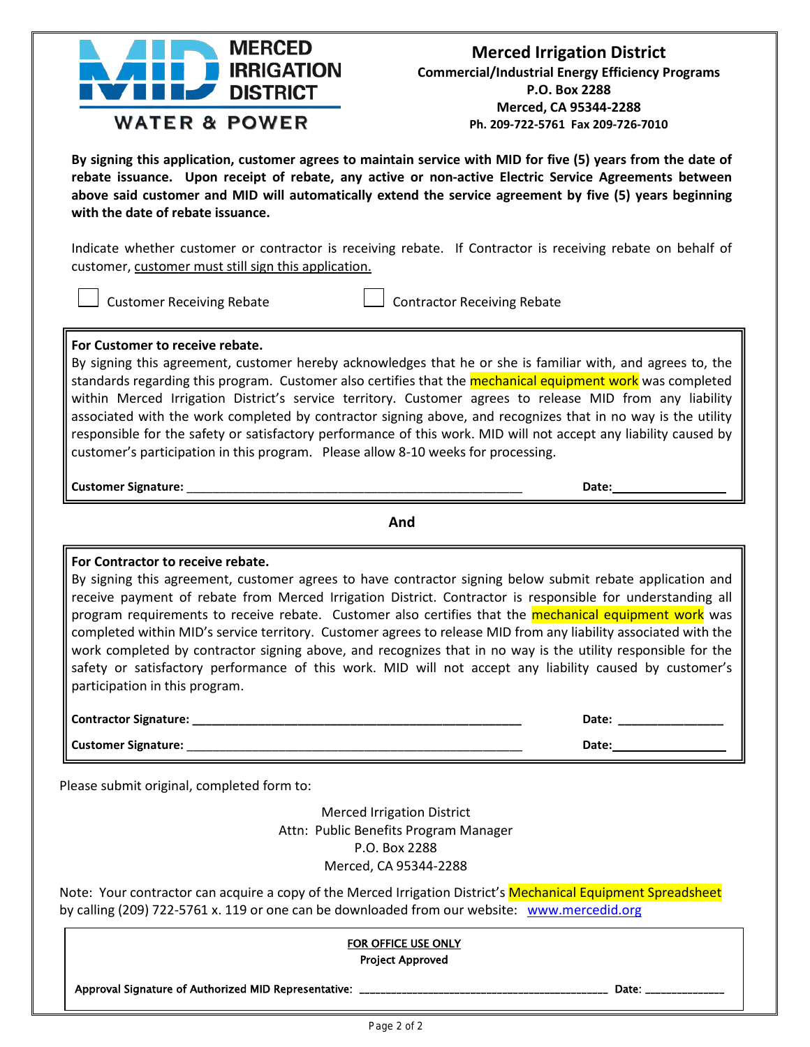MERCED IRRIGATION DISTRICT
WATER & POWER

**Merced Irrigation District**
**Commercial/Industrial Energy Efficiency Programs**
**P.O. Box 2288**
**Merced, CA 95344-2288**
**Ph. 209-722-5761 Fax 209-726-7010**

**By signing this application, customer agrees to maintain service with MID for five (5) years from the date of rebate issuance. Upon receipt of rebate, any active or non-active Electric Service Agreements between above said customer and MID will automatically extend the service agreement by five (5) years beginning with the date of rebate issuance.**

Indicate whether customer or contractor is receiving rebate. If Contractor is receiving rebate on behalf of customer, customer must still sign this application.

☐ Customer Receiving Rebate ☐ Contractor Receiving Rebate

**For Customer to receive rebate.**
By signing this agreement, customer hereby acknowledges that he or she is familiar with, and agrees to, the standards regarding this program. Customer also certifies that the mechanical equipment work was completed within Merced Irrigation District's service territory. Customer agrees to release MID from any liability associated with the work completed by contractor signing above, and recognizes that in no way is the utility responsible for the safety or satisfactory performance of this work. MID will not accept any liability caused by customer's participation in this program. Please allow 8-10 weeks for processing.

**Customer Signature:** ______________________________ **Date:** ______________

**And**

**For Contractor to receive rebate.**
By signing this agreement, customer agrees to have contractor signing below submit rebate application and receive payment of rebate from Merced Irrigation District. Contractor is responsible for understanding all program requirements to receive rebate. Customer also certifies that the mechanical equipment work was completed within MID's service territory. Customer agrees to release MID from any liability associated with the work completed by contractor signing above, and recognizes that in no way is the utility responsible for the safety or satisfactory performance of this work. MID will not accept any liability caused by customer's participation in this program.

**Contractor Signature:** ______________________________ **Date:** ______________

**Customer Signature:** ______________________________ **Date:** ______________

Please submit original, completed form to:

Merced Irrigation District
Attn: Public Benefits Program Manager
P.O. Box 2288
Merced, CA 95344-2288

Note: Your contractor can acquire a copy of the Merced Irrigation District's Mechanical Equipment Spreadsheet by calling (209) 722-5761 x. 119 or one can be downloaded from our website: www.mercedid.org

FOR OFFICE USE ONLY
Project Approved

Approval Signature of Authorized MID Representative: ______________________________ Date: ______________